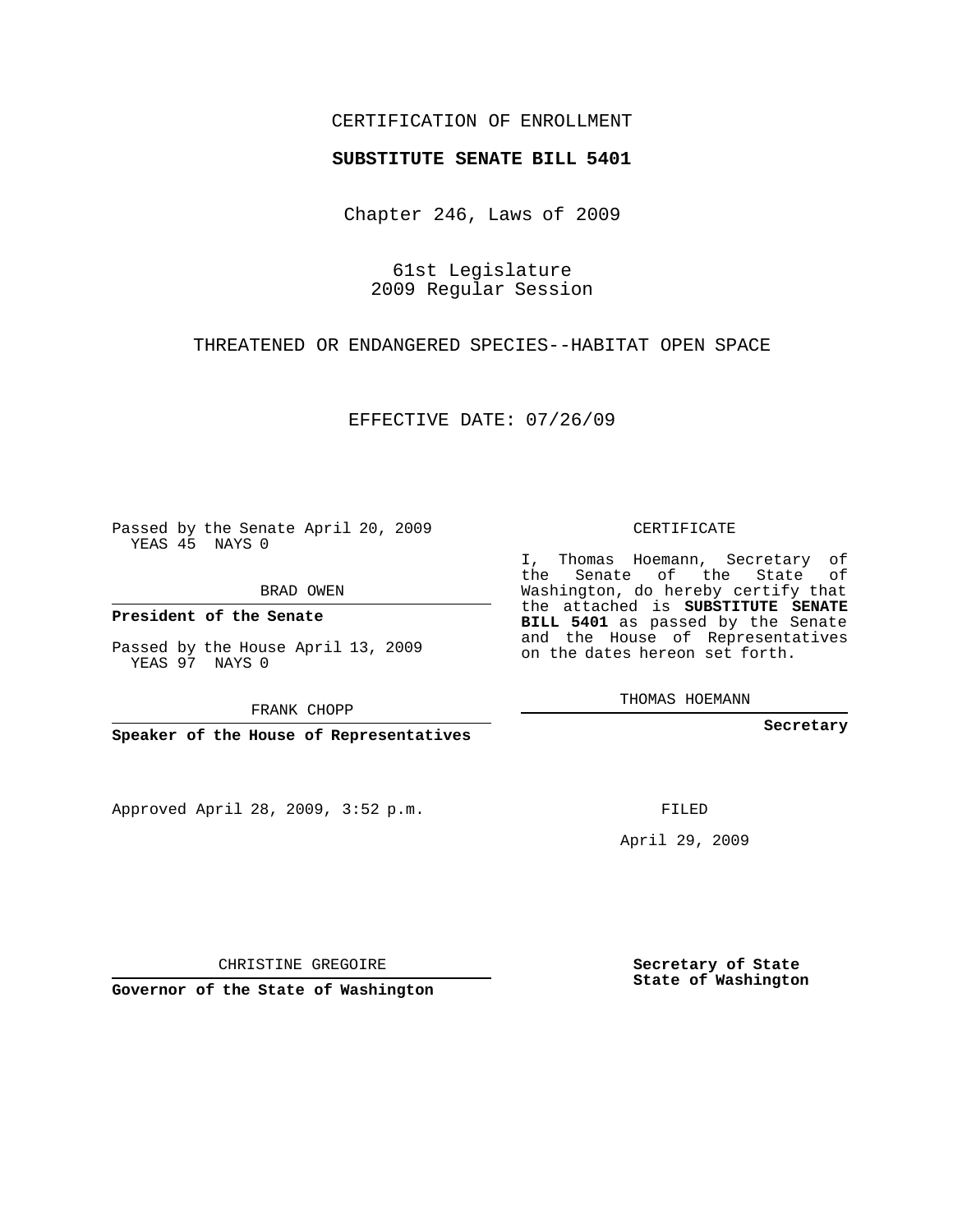CERTIFICATION OF ENROLLMENT

**SUBSTITUTE SENATE BILL 5401**

Chapter 246, Laws of 2009

61st Legislature
2009 Regular Session

THREATENED OR ENDANGERED SPECIES--HABITAT OPEN SPACE

EFFECTIVE DATE: 07/26/09

Passed by the Senate April 20, 2009
YEAS 45 NAYS 0

BRAD OWEN

**President of the Senate**

Passed by the House April 13, 2009
YEAS 97 NAYS 0

FRANK CHOPP

**Speaker of the House of Representatives**

Approved April 28, 2009, 3:52 p.m.

CHRISTINE GREGOIRE

**Governor of the State of Washington**

CERTIFICATE

I, Thomas Hoemann, Secretary of the Senate of the State of Washington, do hereby certify that the attached is **SUBSTITUTE SENATE BILL 5401** as passed by the Senate and the House of Representatives on the dates hereon set forth.

THOMAS HOEMANN

**Secretary**

FILED

April 29, 2009

**Secretary of State**
**State of Washington**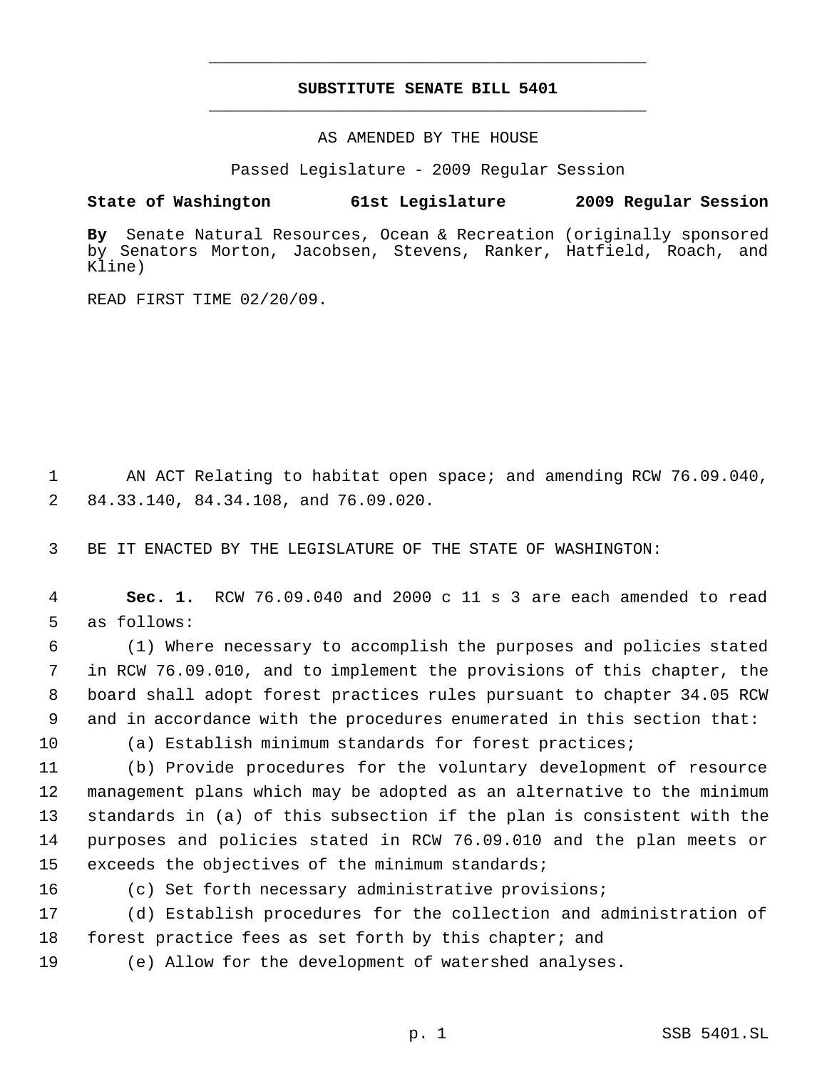# SUBSTITUTE SENATE BILL 5401

AS AMENDED BY THE HOUSE

Passed Legislature - 2009 Regular Session

**State of Washington 61st Legislature 2009 Regular Session**

**By** Senate Natural Resources, Ocean & Recreation (originally sponsored by Senators Morton, Jacobsen, Stevens, Ranker, Hatfield, Roach, and Kline)

READ FIRST TIME 02/20/09.

1 AN ACT Relating to habitat open space; and amending RCW 76.09.040,
2 84.33.140, 84.34.108, and 76.09.020.

3 BE IT ENACTED BY THE LEGISLATURE OF THE STATE OF WASHINGTON:

4 **Sec. 1.** RCW 76.09.040 and 2000 c 11 s 3 are each amended to read
5 as follows:

6 (1) Where necessary to accomplish the purposes and policies stated
7 in RCW 76.09.010, and to implement the provisions of this chapter, the
8 board shall adopt forest practices rules pursuant to chapter 34.05 RCW
9 and in accordance with the procedures enumerated in this section that:

10 (a) Establish minimum standards for forest practices;

11 (b) Provide procedures for the voluntary development of resource
12 management plans which may be adopted as an alternative to the minimum
13 standards in (a) of this subsection if the plan is consistent with the
14 purposes and policies stated in RCW 76.09.010 and the plan meets or
15 exceeds the objectives of the minimum standards;

16 (c) Set forth necessary administrative provisions;

17 (d) Establish procedures for the collection and administration of
18 forest practice fees as set forth by this chapter; and

19 (e) Allow for the development of watershed analyses.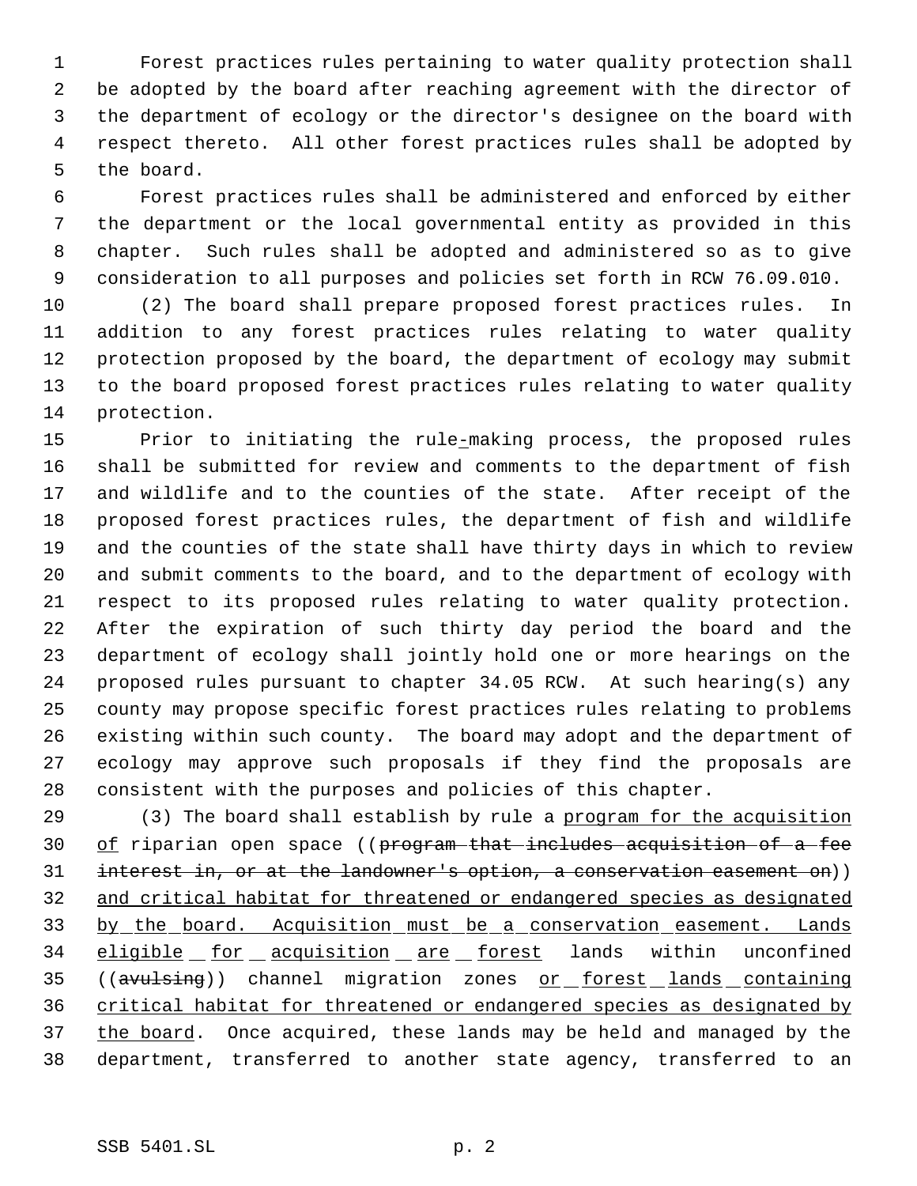Forest practices rules pertaining to water quality protection shall be adopted by the board after reaching agreement with the director of the department of ecology or the director's designee on the board with respect thereto. All other forest practices rules shall be adopted by the board.

Forest practices rules shall be administered and enforced by either the department or the local governmental entity as provided in this chapter. Such rules shall be adopted and administered so as to give consideration to all purposes and policies set forth in RCW 76.09.010.

(2) The board shall prepare proposed forest practices rules. In addition to any forest practices rules relating to water quality protection proposed by the board, the department of ecology may submit to the board proposed forest practices rules relating to water quality protection.

Prior to initiating the rule-making process, the proposed rules shall be submitted for review and comments to the department of fish and wildlife and to the counties of the state. After receipt of the proposed forest practices rules, the department of fish and wildlife and the counties of the state shall have thirty days in which to review and submit comments to the board, and to the department of ecology with respect to its proposed rules relating to water quality protection. After the expiration of such thirty day period the board and the department of ecology shall jointly hold one or more hearings on the proposed rules pursuant to chapter 34.05 RCW. At such hearing(s) any county may propose specific forest practices rules relating to problems existing within such county. The board may adopt and the department of ecology may approve such proposals if they find the proposals are consistent with the purposes and policies of this chapter.

(3) The board shall establish by rule a <u>program for the acquisition of</u> riparian open space ((~~program that includes acquisition of a fee interest in, or at the landowner's option, a conservation easement on~~)) <u>and critical habitat for threatened or endangered species as designated by the board. Acquisition must be a conservation easement. Lands eligible for acquisition are forest</u> lands within unconfined ((~~avulsing~~)) channel migration zones <u>or forest lands containing critical habitat for threatened or endangered species as designated by the board</u>. Once acquired, these lands may be held and managed by the department, transferred to another state agency, transferred to an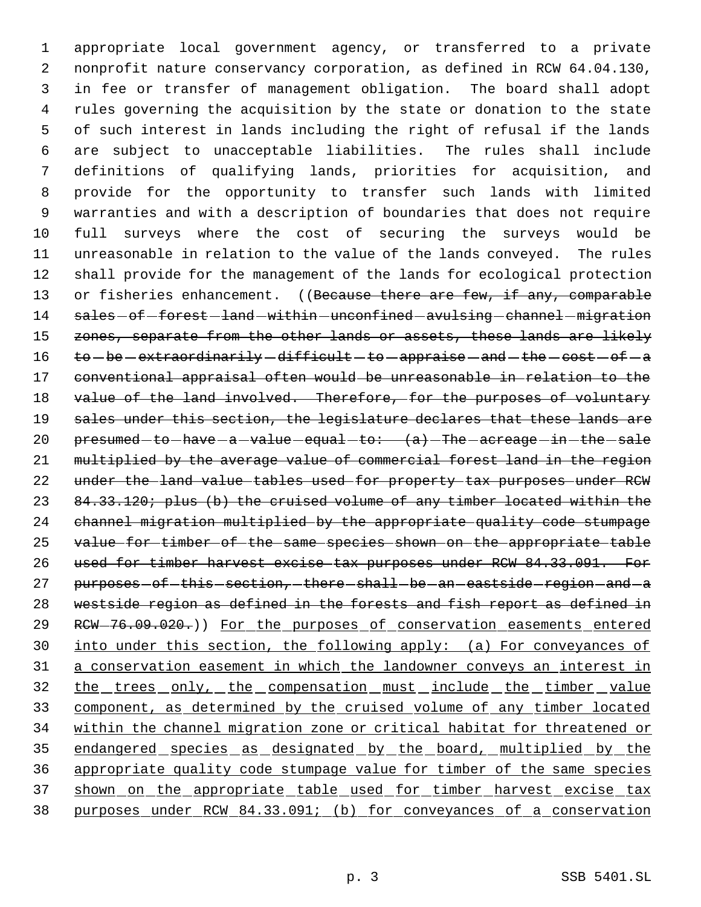appropriate local government agency, or transferred to a private nonprofit nature conservancy corporation, as defined in RCW 64.04.130, in fee or transfer of management obligation. The board shall adopt rules governing the acquisition by the state or donation to the state of such interest in lands including the right of refusal if the lands are subject to unacceptable liabilities. The rules shall include definitions of qualifying lands, priorities for acquisition, and provide for the opportunity to transfer such lands with limited warranties and with a description of boundaries that does not require full surveys where the cost of securing the surveys would be unreasonable in relation to the value of the lands conveyed. The rules shall provide for the management of the lands for ecological protection or fisheries enhancement. ((~~Because there are few, if any, comparable sales of forest land within unconfined avulsing channel migration zones, separate from the other lands or assets, these lands are likely to be extraordinarily difficult to appraise and the cost of a conventional appraisal often would be unreasonable in relation to the value of the land involved. Therefore, for the purposes of voluntary sales under this section, the legislature declares that these lands are presumed to have a value equal to: (a) The acreage in the sale multiplied by the average value of commercial forest land in the region under the land value tables used for property tax purposes under RCW 84.33.120; plus (b) the cruised volume of any timber located within the channel migration multiplied by the appropriate quality code stumpage value for timber of the same species shown on the appropriate table used for timber harvest excise tax purposes under RCW 84.33.091. For purposes of this section, there shall be an eastside region and a westside region as defined in the forests and fish report as defined in RCW 76.09.020.~~)) <u>For the purposes of conservation easements entered into under this section, the following apply: (a) For conveyances of a conservation easement in which the landowner conveys an interest in the trees only, the compensation must include the timber value component, as determined by the cruised volume of any timber located within the channel migration zone or critical habitat for threatened or endangered species as designated by the board, multiplied by the appropriate quality code stumpage value for timber of the same species shown on the appropriate table used for timber harvest excise tax purposes under RCW 84.33.091; (b) for conveyances of a conservation</u>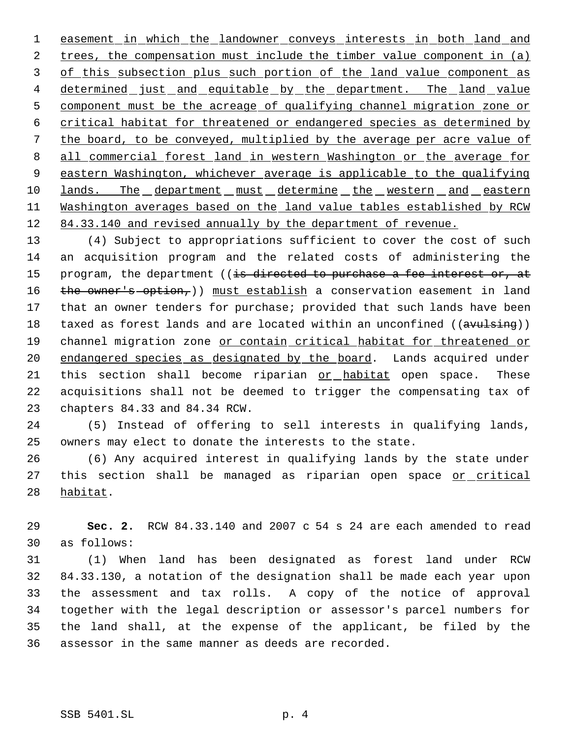easement in which the landowner conveys interests in both land and trees, the compensation must include the timber value component in (a) of this subsection plus such portion of the land value component as determined just and equitable by the department. The land value component must be the acreage of qualifying channel migration zone or critical habitat for threatened or endangered species as determined by the board, to be conveyed, multiplied by the average per acre value of all commercial forest land in western Washington or the average for eastern Washington, whichever average is applicable to the qualifying lands. The department must determine the western and eastern Washington averages based on the land value tables established by RCW 84.33.140 and revised annually by the department of revenue.

(4) Subject to appropriations sufficient to cover the cost of such an acquisition program and the related costs of administering the program, the department ((is directed to purchase a fee interest or, at the owner's option,)) must establish a conservation easement in land that an owner tenders for purchase; provided that such lands have been taxed as forest lands and are located within an unconfined ((avulsing)) channel migration zone or contain critical habitat for threatened or endangered species as designated by the board. Lands acquired under this section shall become riparian or habitat open space. These acquisitions shall not be deemed to trigger the compensating tax of chapters 84.33 and 84.34 RCW.

(5) Instead of offering to sell interests in qualifying lands, owners may elect to donate the interests to the state.

(6) Any acquired interest in qualifying lands by the state under this section shall be managed as riparian open space or critical habitat.

**Sec. 2.** RCW 84.33.140 and 2007 c 54 s 24 are each amended to read as follows:

(1) When land has been designated as forest land under RCW 84.33.130, a notation of the designation shall be made each year upon the assessment and tax rolls. A copy of the notice of approval together with the legal description or assessor's parcel numbers for the land shall, at the expense of the applicant, be filed by the assessor in the same manner as deeds are recorded.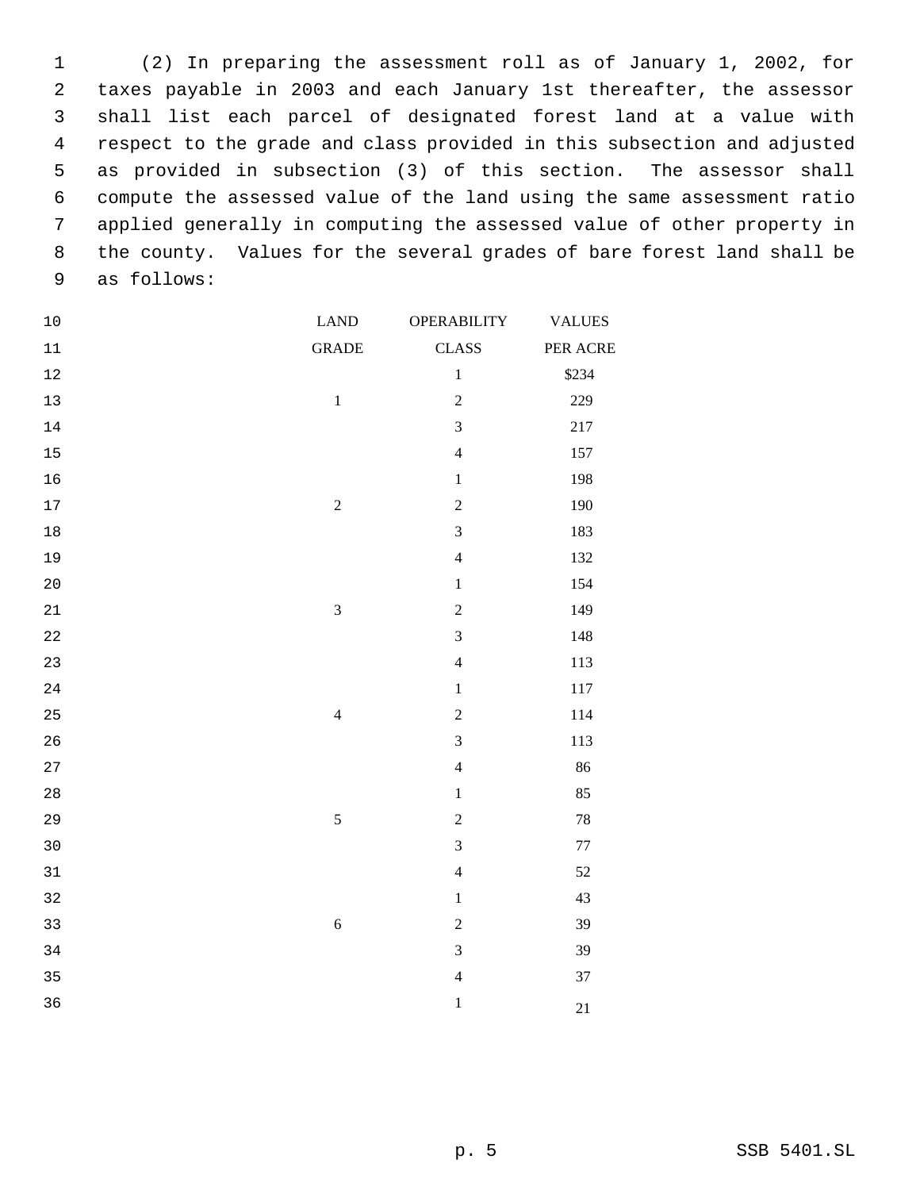(2) In preparing the assessment roll as of January 1, 2002, for taxes payable in 2003 and each January 1st thereafter, the assessor shall list each parcel of designated forest land at a value with respect to the grade and class provided in this subsection and adjusted as provided in subsection (3) of this section. The assessor shall compute the assessed value of the land using the same assessment ratio applied generally in computing the assessed value of other property in the county. Values for the several grades of bare forest land shall be as follows:

| LAND GRADE | OPERABILITY CLASS | VALUES PER ACRE |
|---|---|---|
| | 1 | $234 |
| 1 | 2 | 229 |
| | 3 | 217 |
| | 4 | 157 |
| | 1 | 198 |
| 2 | 2 | 190 |
| | 3 | 183 |
| | 4 | 132 |
| | 1 | 154 |
| 3 | 2 | 149 |
| | 3 | 148 |
| | 4 | 113 |
| | 1 | 117 |
| 4 | 2 | 114 |
| | 3 | 113 |
| | 4 | 86 |
| | 1 | 85 |
| 5 | 2 | 78 |
| | 3 | 77 |
| | 4 | 52 |
| | 1 | 43 |
| 6 | 2 | 39 |
| | 3 | 39 |
| | 4 | 37 |
| | 1 | 21 |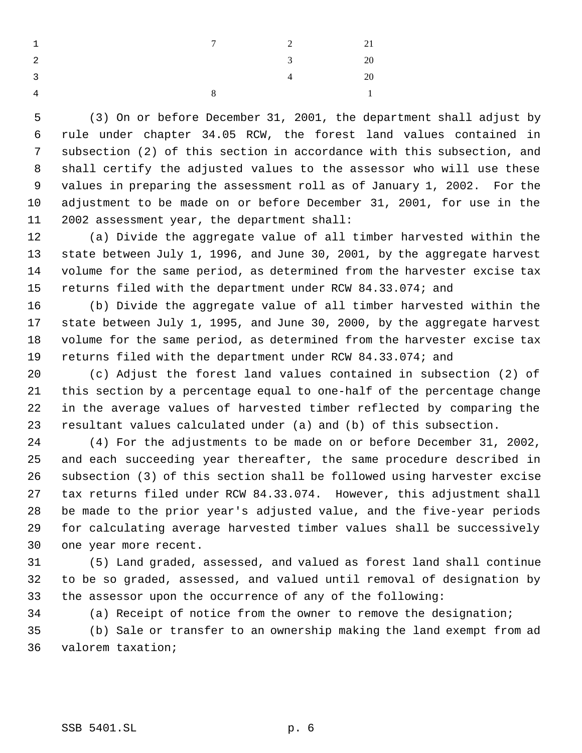| | | |
|---|---|---|
| 7 | 2 | 21 |
| | 3 | 20 |
| | 4 | 20 |
| 8 | | 1 |

(3) On or before December 31, 2001, the department shall adjust by rule under chapter 34.05 RCW, the forest land values contained in subsection (2) of this section in accordance with this subsection, and shall certify the adjusted values to the assessor who will use these values in preparing the assessment roll as of January 1, 2002. For the adjustment to be made on or before December 31, 2001, for use in the 2002 assessment year, the department shall:

(a) Divide the aggregate value of all timber harvested within the state between July 1, 1996, and June 30, 2001, by the aggregate harvest volume for the same period, as determined from the harvester excise tax returns filed with the department under RCW 84.33.074; and

(b) Divide the aggregate value of all timber harvested within the state between July 1, 1995, and June 30, 2000, by the aggregate harvest volume for the same period, as determined from the harvester excise tax returns filed with the department under RCW 84.33.074; and

(c) Adjust the forest land values contained in subsection (2) of this section by a percentage equal to one-half of the percentage change in the average values of harvested timber reflected by comparing the resultant values calculated under (a) and (b) of this subsection.

(4) For the adjustments to be made on or before December 31, 2002, and each succeeding year thereafter, the same procedure described in subsection (3) of this section shall be followed using harvester excise tax returns filed under RCW 84.33.074. However, this adjustment shall be made to the prior year's adjusted value, and the five-year periods for calculating average harvested timber values shall be successively one year more recent.

(5) Land graded, assessed, and valued as forest land shall continue to be so graded, assessed, and valued until removal of designation by the assessor upon the occurrence of any of the following:

(a) Receipt of notice from the owner to remove the designation;

(b) Sale or transfer to an ownership making the land exempt from ad valorem taxation;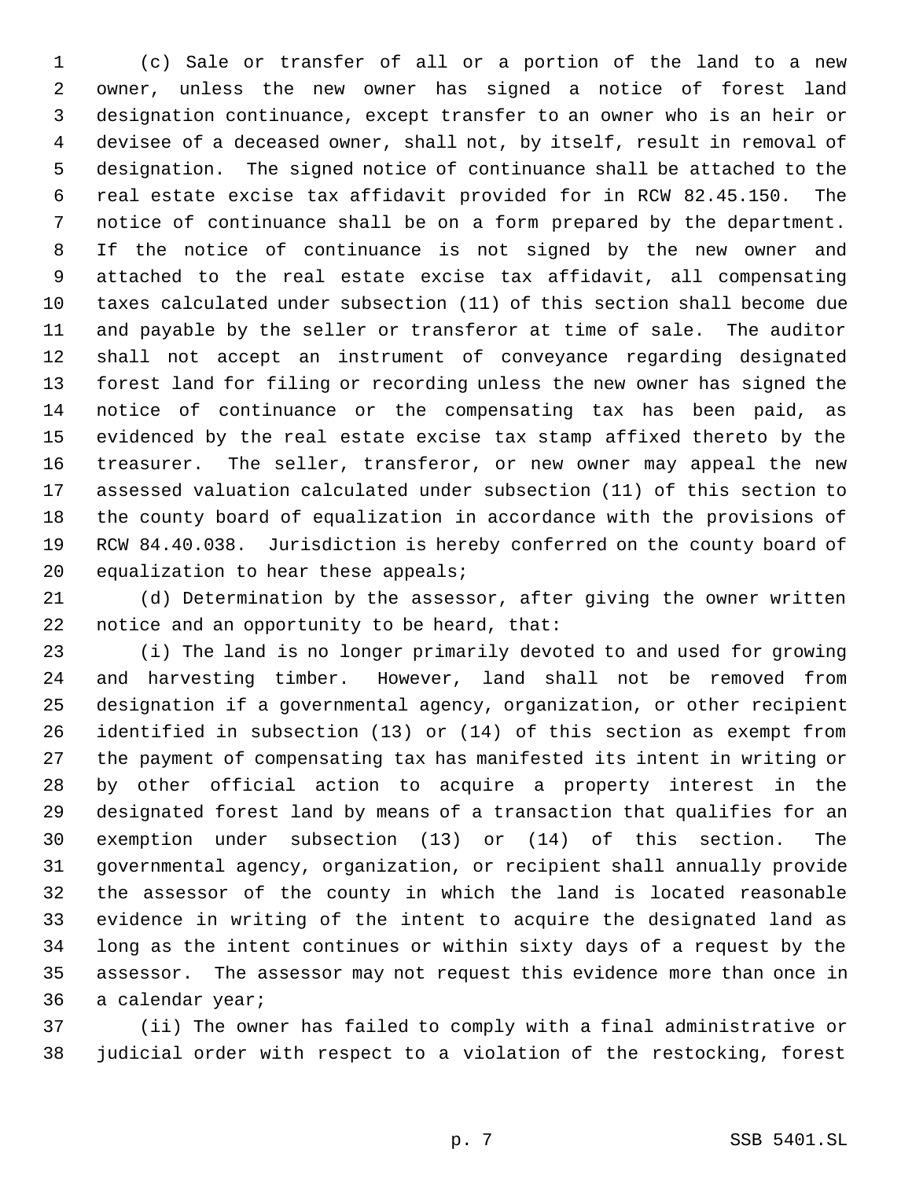(c) Sale or transfer of all or a portion of the land to a new owner, unless the new owner has signed a notice of forest land designation continuance, except transfer to an owner who is an heir or devisee of a deceased owner, shall not, by itself, result in removal of designation. The signed notice of continuance shall be attached to the real estate excise tax affidavit provided for in RCW 82.45.150. The notice of continuance shall be on a form prepared by the department. If the notice of continuance is not signed by the new owner and attached to the real estate excise tax affidavit, all compensating taxes calculated under subsection (11) of this section shall become due and payable by the seller or transferor at time of sale. The auditor shall not accept an instrument of conveyance regarding designated forest land for filing or recording unless the new owner has signed the notice of continuance or the compensating tax has been paid, as evidenced by the real estate excise tax stamp affixed thereto by the treasurer. The seller, transferor, or new owner may appeal the new assessed valuation calculated under subsection (11) of this section to the county board of equalization in accordance with the provisions of RCW 84.40.038. Jurisdiction is hereby conferred on the county board of equalization to hear these appeals;

(d) Determination by the assessor, after giving the owner written notice and an opportunity to be heard, that:

(i) The land is no longer primarily devoted to and used for growing and harvesting timber. However, land shall not be removed from designation if a governmental agency, organization, or other recipient identified in subsection (13) or (14) of this section as exempt from the payment of compensating tax has manifested its intent in writing or by other official action to acquire a property interest in the designated forest land by means of a transaction that qualifies for an exemption under subsection (13) or (14) of this section. The governmental agency, organization, or recipient shall annually provide the assessor of the county in which the land is located reasonable evidence in writing of the intent to acquire the designated land as long as the intent continues or within sixty days of a request by the assessor. The assessor may not request this evidence more than once in a calendar year;

(ii) The owner has failed to comply with a final administrative or judicial order with respect to a violation of the restocking, forest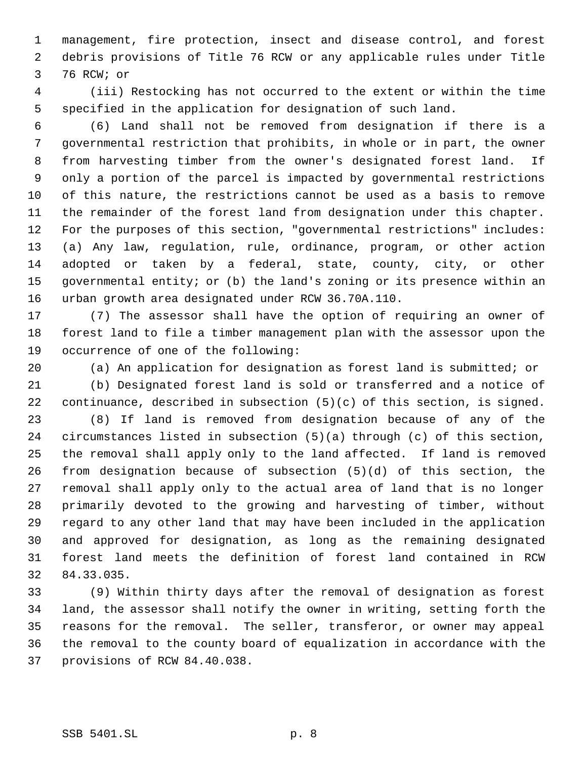management, fire protection, insect and disease control, and forest debris provisions of Title 76 RCW or any applicable rules under Title 76 RCW; or

(iii) Restocking has not occurred to the extent or within the time specified in the application for designation of such land.

(6) Land shall not be removed from designation if there is a governmental restriction that prohibits, in whole or in part, the owner from harvesting timber from the owner's designated forest land. If only a portion of the parcel is impacted by governmental restrictions of this nature, the restrictions cannot be used as a basis to remove the remainder of the forest land from designation under this chapter. For the purposes of this section, "governmental restrictions" includes: (a) Any law, regulation, rule, ordinance, program, or other action adopted or taken by a federal, state, county, city, or other governmental entity; or (b) the land's zoning or its presence within an urban growth area designated under RCW 36.70A.110.

(7) The assessor shall have the option of requiring an owner of forest land to file a timber management plan with the assessor upon the occurrence of one of the following:

(a) An application for designation as forest land is submitted; or

(b) Designated forest land is sold or transferred and a notice of continuance, described in subsection (5)(c) of this section, is signed.

(8) If land is removed from designation because of any of the circumstances listed in subsection (5)(a) through (c) of this section, the removal shall apply only to the land affected. If land is removed from designation because of subsection (5)(d) of this section, the removal shall apply only to the actual area of land that is no longer primarily devoted to the growing and harvesting of timber, without regard to any other land that may have been included in the application and approved for designation, as long as the remaining designated forest land meets the definition of forest land contained in RCW 84.33.035.

(9) Within thirty days after the removal of designation as forest land, the assessor shall notify the owner in writing, setting forth the reasons for the removal. The seller, transferor, or owner may appeal the removal to the county board of equalization in accordance with the provisions of RCW 84.40.038.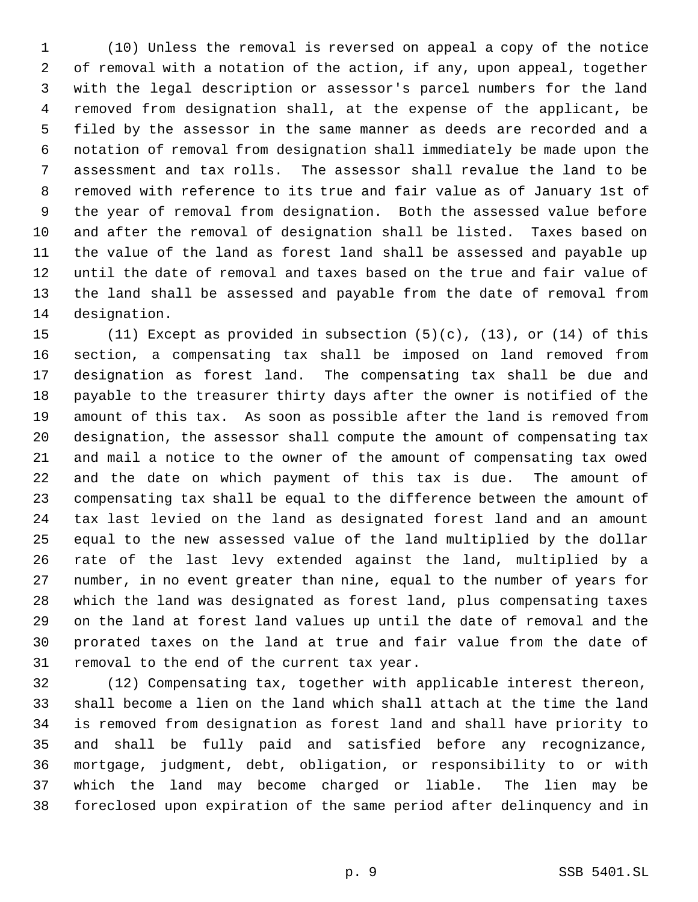(10) Unless the removal is reversed on appeal a copy of the notice of removal with a notation of the action, if any, upon appeal, together with the legal description or assessor's parcel numbers for the land removed from designation shall, at the expense of the applicant, be filed by the assessor in the same manner as deeds are recorded and a notation of removal from designation shall immediately be made upon the assessment and tax rolls. The assessor shall revalue the land to be removed with reference to its true and fair value as of January 1st of the year of removal from designation. Both the assessed value before and after the removal of designation shall be listed. Taxes based on the value of the land as forest land shall be assessed and payable up until the date of removal and taxes based on the true and fair value of the land shall be assessed and payable from the date of removal from designation.

(11) Except as provided in subsection (5)(c), (13), or (14) of this section, a compensating tax shall be imposed on land removed from designation as forest land. The compensating tax shall be due and payable to the treasurer thirty days after the owner is notified of the amount of this tax. As soon as possible after the land is removed from designation, the assessor shall compute the amount of compensating tax and mail a notice to the owner of the amount of compensating tax owed and the date on which payment of this tax is due. The amount of compensating tax shall be equal to the difference between the amount of tax last levied on the land as designated forest land and an amount equal to the new assessed value of the land multiplied by the dollar rate of the last levy extended against the land, multiplied by a number, in no event greater than nine, equal to the number of years for which the land was designated as forest land, plus compensating taxes on the land at forest land values up until the date of removal and the prorated taxes on the land at true and fair value from the date of removal to the end of the current tax year.

(12) Compensating tax, together with applicable interest thereon, shall become a lien on the land which shall attach at the time the land is removed from designation as forest land and shall have priority to and shall be fully paid and satisfied before any recognizance, mortgage, judgment, debt, obligation, or responsibility to or with which the land may become charged or liable. The lien may be foreclosed upon expiration of the same period after delinquency and in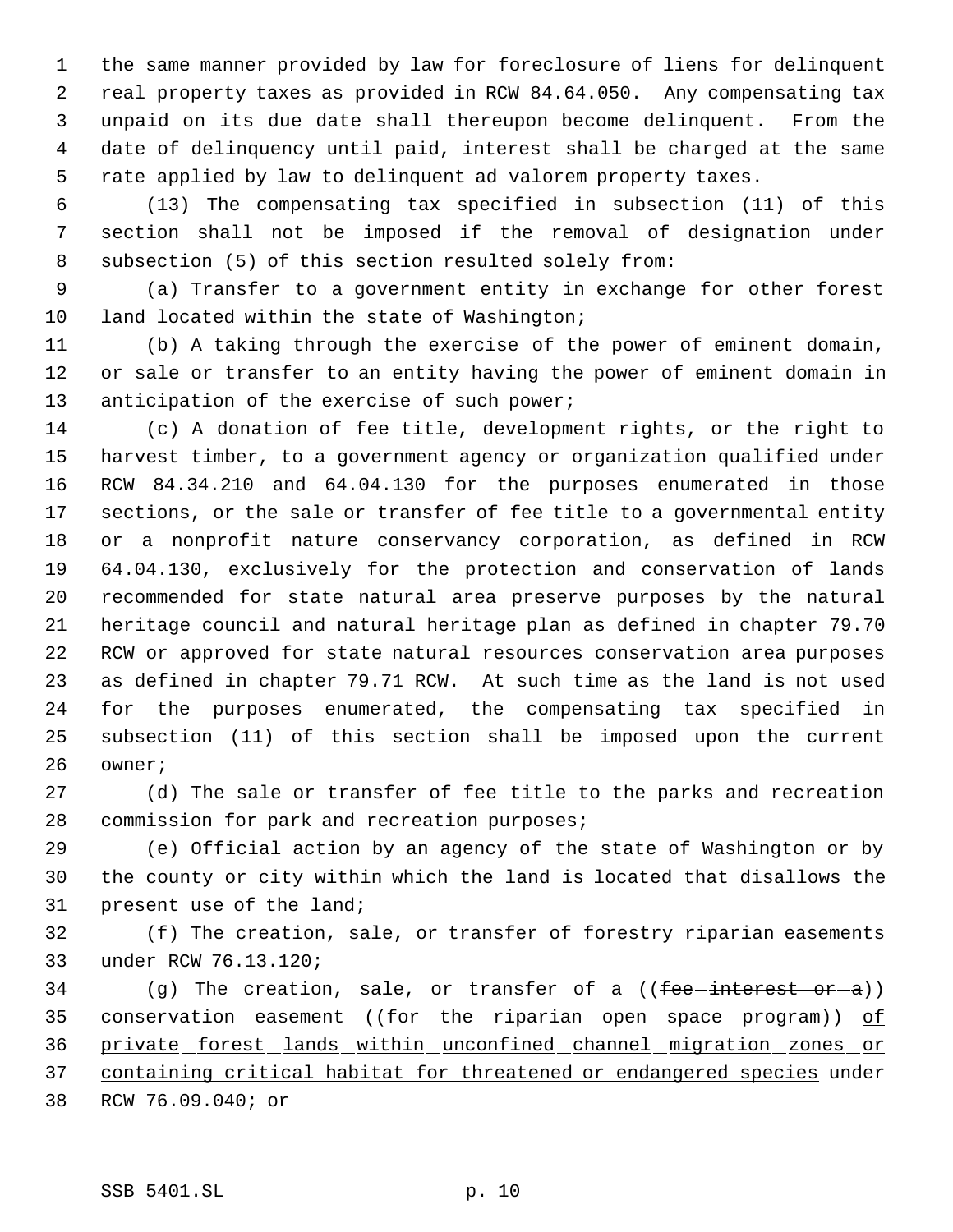the same manner provided by law for foreclosure of liens for delinquent real property taxes as provided in RCW 84.64.050. Any compensating tax unpaid on its due date shall thereupon become delinquent. From the date of delinquency until paid, interest shall be charged at the same rate applied by law to delinquent ad valorem property taxes.

(13) The compensating tax specified in subsection (11) of this section shall not be imposed if the removal of designation under subsection (5) of this section resulted solely from:

(a) Transfer to a government entity in exchange for other forest land located within the state of Washington;

(b) A taking through the exercise of the power of eminent domain, or sale or transfer to an entity having the power of eminent domain in anticipation of the exercise of such power;

(c) A donation of fee title, development rights, or the right to harvest timber, to a government agency or organization qualified under RCW 84.34.210 and 64.04.130 for the purposes enumerated in those sections, or the sale or transfer of fee title to a governmental entity or a nonprofit nature conservancy corporation, as defined in RCW 64.04.130, exclusively for the protection and conservation of lands recommended for state natural area preserve purposes by the natural heritage council and natural heritage plan as defined in chapter 79.70 RCW or approved for state natural resources conservation area purposes as defined in chapter 79.71 RCW. At such time as the land is not used for the purposes enumerated, the compensating tax specified in subsection (11) of this section shall be imposed upon the current owner;

(d) The sale or transfer of fee title to the parks and recreation commission for park and recreation purposes;

(e) Official action by an agency of the state of Washington or by the county or city within which the land is located that disallows the present use of the land;

(f) The creation, sale, or transfer of forestry riparian easements under RCW 76.13.120;

(g) The creation, sale, or transfer of a ((~~fee interest or a~~)) conservation easement ((~~for the riparian open space program~~)) <u>of private forest lands within unconfined channel migration zones or containing critical habitat for threatened or endangered species</u> under RCW 76.09.040; or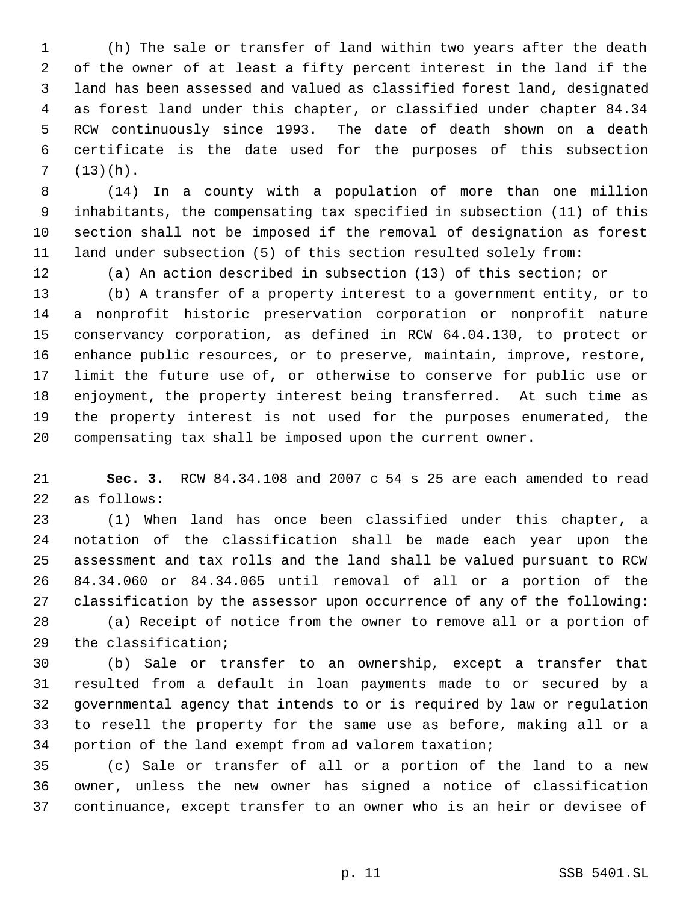(h) The sale or transfer of land within two years after the death of the owner of at least a fifty percent interest in the land if the land has been assessed and valued as classified forest land, designated as forest land under this chapter, or classified under chapter 84.34 RCW continuously since 1993. The date of death shown on a death certificate is the date used for the purposes of this subsection (13)(h).

(14) In a county with a population of more than one million inhabitants, the compensating tax specified in subsection (11) of this section shall not be imposed if the removal of designation as forest land under subsection (5) of this section resulted solely from:

(a) An action described in subsection (13) of this section; or

(b) A transfer of a property interest to a government entity, or to a nonprofit historic preservation corporation or nonprofit nature conservancy corporation, as defined in RCW 64.04.130, to protect or enhance public resources, or to preserve, maintain, improve, restore, limit the future use of, or otherwise to conserve for public use or enjoyment, the property interest being transferred. At such time as the property interest is not used for the purposes enumerated, the compensating tax shall be imposed upon the current owner.

**Sec. 3.** RCW 84.34.108 and 2007 c 54 s 25 are each amended to read as follows:

(1) When land has once been classified under this chapter, a notation of the classification shall be made each year upon the assessment and tax rolls and the land shall be valued pursuant to RCW 84.34.060 or 84.34.065 until removal of all or a portion of the classification by the assessor upon occurrence of any of the following:

(a) Receipt of notice from the owner to remove all or a portion of the classification;

(b) Sale or transfer to an ownership, except a transfer that resulted from a default in loan payments made to or secured by a governmental agency that intends to or is required by law or regulation to resell the property for the same use as before, making all or a portion of the land exempt from ad valorem taxation;

(c) Sale or transfer of all or a portion of the land to a new owner, unless the new owner has signed a notice of classification continuance, except transfer to an owner who is an heir or devisee of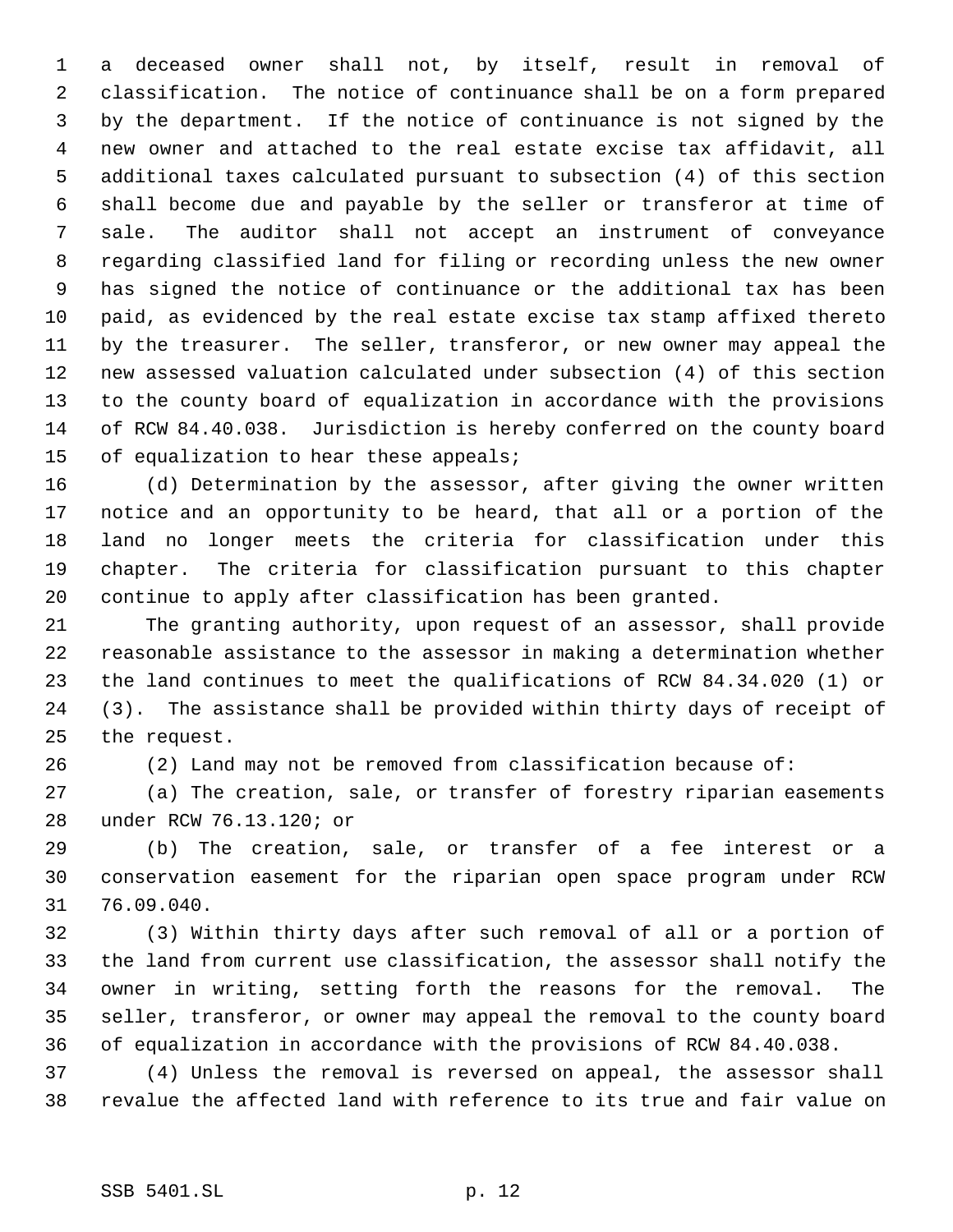a deceased owner shall not, by itself, result in removal of classification. The notice of continuance shall be on a form prepared by the department. If the notice of continuance is not signed by the new owner and attached to the real estate excise tax affidavit, all additional taxes calculated pursuant to subsection (4) of this section shall become due and payable by the seller or transferor at time of sale. The auditor shall not accept an instrument of conveyance regarding classified land for filing or recording unless the new owner has signed the notice of continuance or the additional tax has been paid, as evidenced by the real estate excise tax stamp affixed thereto by the treasurer. The seller, transferor, or new owner may appeal the new assessed valuation calculated under subsection (4) of this section to the county board of equalization in accordance with the provisions of RCW 84.40.038. Jurisdiction is hereby conferred on the county board of equalization to hear these appeals;

(d) Determination by the assessor, after giving the owner written notice and an opportunity to be heard, that all or a portion of the land no longer meets the criteria for classification under this chapter. The criteria for classification pursuant to this chapter continue to apply after classification has been granted.

The granting authority, upon request of an assessor, shall provide reasonable assistance to the assessor in making a determination whether the land continues to meet the qualifications of RCW 84.34.020 (1) or (3). The assistance shall be provided within thirty days of receipt of the request.

(2) Land may not be removed from classification because of:

(a) The creation, sale, or transfer of forestry riparian easements under RCW 76.13.120; or

(b) The creation, sale, or transfer of a fee interest or a conservation easement for the riparian open space program under RCW 76.09.040.

(3) Within thirty days after such removal of all or a portion of the land from current use classification, the assessor shall notify the owner in writing, setting forth the reasons for the removal. The seller, transferor, or owner may appeal the removal to the county board of equalization in accordance with the provisions of RCW 84.40.038.

(4) Unless the removal is reversed on appeal, the assessor shall revalue the affected land with reference to its true and fair value on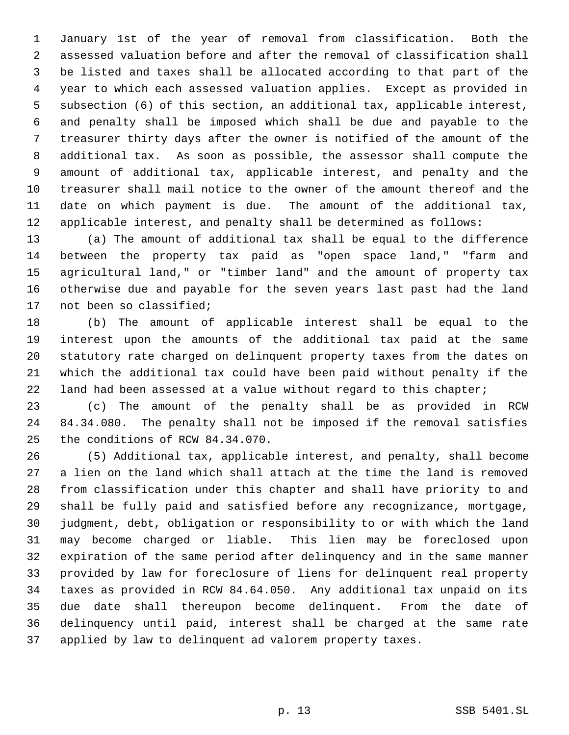January 1st of the year of removal from classification. Both the assessed valuation before and after the removal of classification shall be listed and taxes shall be allocated according to that part of the year to which each assessed valuation applies. Except as provided in subsection (6) of this section, an additional tax, applicable interest, and penalty shall be imposed which shall be due and payable to the treasurer thirty days after the owner is notified of the amount of the additional tax. As soon as possible, the assessor shall compute the amount of additional tax, applicable interest, and penalty and the treasurer shall mail notice to the owner of the amount thereof and the date on which payment is due. The amount of the additional tax, applicable interest, and penalty shall be determined as follows:

(a) The amount of additional tax shall be equal to the difference between the property tax paid as "open space land," "farm and agricultural land," or "timber land" and the amount of property tax otherwise due and payable for the seven years last past had the land not been so classified;

(b) The amount of applicable interest shall be equal to the interest upon the amounts of the additional tax paid at the same statutory rate charged on delinquent property taxes from the dates on which the additional tax could have been paid without penalty if the land had been assessed at a value without regard to this chapter;

(c) The amount of the penalty shall be as provided in RCW 84.34.080. The penalty shall not be imposed if the removal satisfies the conditions of RCW 84.34.070.

(5) Additional tax, applicable interest, and penalty, shall become a lien on the land which shall attach at the time the land is removed from classification under this chapter and shall have priority to and shall be fully paid and satisfied before any recognizance, mortgage, judgment, debt, obligation or responsibility to or with which the land may become charged or liable. This lien may be foreclosed upon expiration of the same period after delinquency and in the same manner provided by law for foreclosure of liens for delinquent real property taxes as provided in RCW 84.64.050. Any additional tax unpaid on its due date shall thereupon become delinquent. From the date of delinquency until paid, interest shall be charged at the same rate applied by law to delinquent ad valorem property taxes.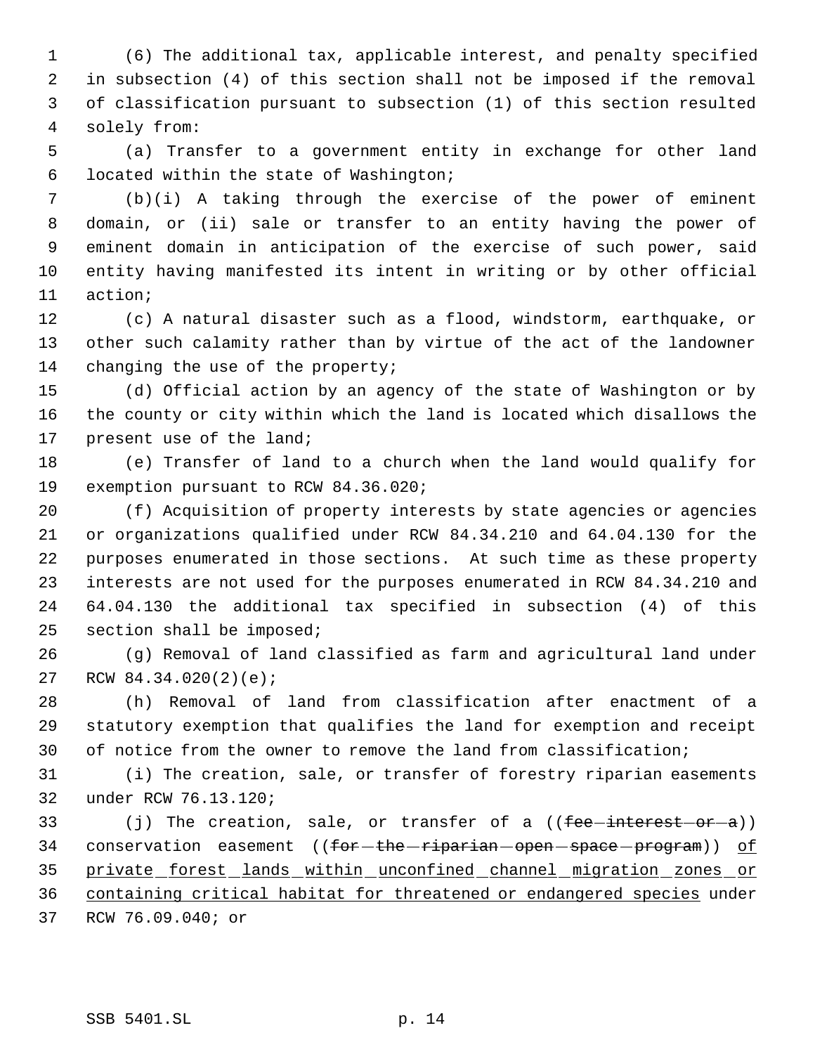(6) The additional tax, applicable interest, and penalty specified in subsection (4) of this section shall not be imposed if the removal of classification pursuant to subsection (1) of this section resulted solely from:

(a) Transfer to a government entity in exchange for other land located within the state of Washington;

(b)(i) A taking through the exercise of the power of eminent domain, or (ii) sale or transfer to an entity having the power of eminent domain in anticipation of the exercise of such power, said entity having manifested its intent in writing or by other official action;

(c) A natural disaster such as a flood, windstorm, earthquake, or other such calamity rather than by virtue of the act of the landowner changing the use of the property;

(d) Official action by an agency of the state of Washington or by the county or city within which the land is located which disallows the present use of the land;

(e) Transfer of land to a church when the land would qualify for exemption pursuant to RCW 84.36.020;

(f) Acquisition of property interests by state agencies or agencies or organizations qualified under RCW 84.34.210 and 64.04.130 for the purposes enumerated in those sections. At such time as these property interests are not used for the purposes enumerated in RCW 84.34.210 and 64.04.130 the additional tax specified in subsection (4) of this section shall be imposed;

(g) Removal of land classified as farm and agricultural land under RCW 84.34.020(2)(e);

(h) Removal of land from classification after enactment of a statutory exemption that qualifies the land for exemption and receipt of notice from the owner to remove the land from classification;

(i) The creation, sale, or transfer of forestry riparian easements under RCW 76.13.120;

(j) The creation, sale, or transfer of a ((~~fee interest or a~~)) conservation easement ((~~for the riparian open space program~~)) <u>of private forest lands within unconfined channel migration zones or containing critical habitat for threatened or endangered species</u> under RCW 76.09.040; or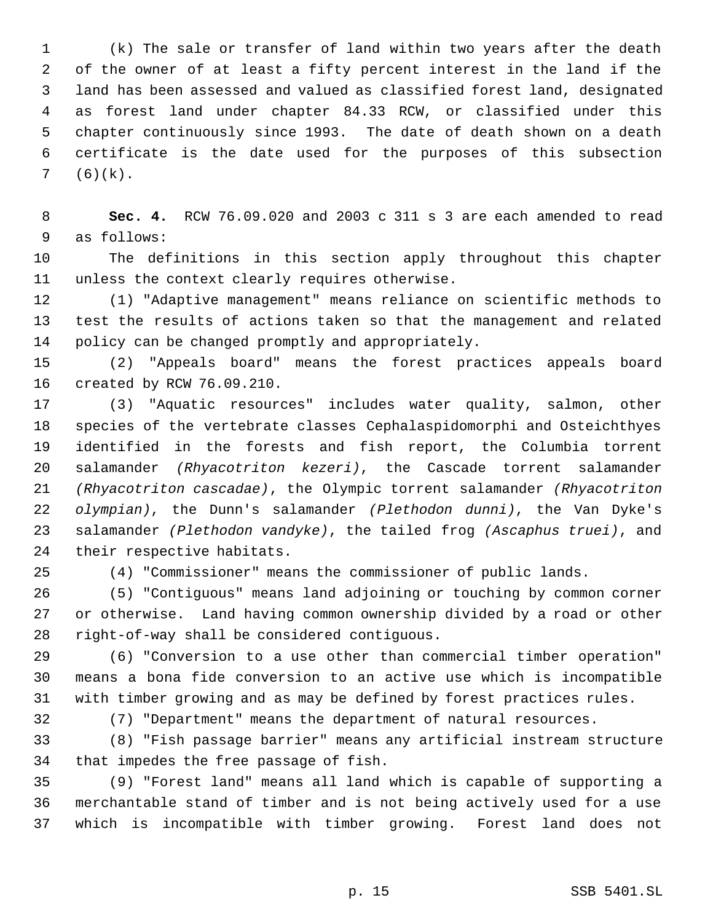(k) The sale or transfer of land within two years after the death of the owner of at least a fifty percent interest in the land if the land has been assessed and valued as classified forest land, designated as forest land under chapter 84.33 RCW, or classified under this chapter continuously since 1993. The date of death shown on a death certificate is the date used for the purposes of this subsection (6)(k).

**Sec. 4.** RCW 76.09.020 and 2003 c 311 s 3 are each amended to read as follows:

The definitions in this section apply throughout this chapter unless the context clearly requires otherwise.

(1) "Adaptive management" means reliance on scientific methods to test the results of actions taken so that the management and related policy can be changed promptly and appropriately.

(2) "Appeals board" means the forest practices appeals board created by RCW 76.09.210.

(3) "Aquatic resources" includes water quality, salmon, other species of the vertebrate classes Cephalaspidomorphi and Osteichthyes identified in the forests and fish report, the Columbia torrent salamander *(Rhyacotriton kezeri)*, the Cascade torrent salamander *(Rhyacotriton cascadae)*, the Olympic torrent salamander *(Rhyacotriton olympian)*, the Dunn's salamander *(Plethodon dunni)*, the Van Dyke's salamander *(Plethodon vandyke)*, the tailed frog *(Ascaphus truei)*, and their respective habitats.

(4) "Commissioner" means the commissioner of public lands.

(5) "Contiguous" means land adjoining or touching by common corner or otherwise. Land having common ownership divided by a road or other right-of-way shall be considered contiguous.

(6) "Conversion to a use other than commercial timber operation" means a bona fide conversion to an active use which is incompatible with timber growing and as may be defined by forest practices rules.

(7) "Department" means the department of natural resources.

(8) "Fish passage barrier" means any artificial instream structure that impedes the free passage of fish.

(9) "Forest land" means all land which is capable of supporting a merchantable stand of timber and is not being actively used for a use which is incompatible with timber growing. Forest land does not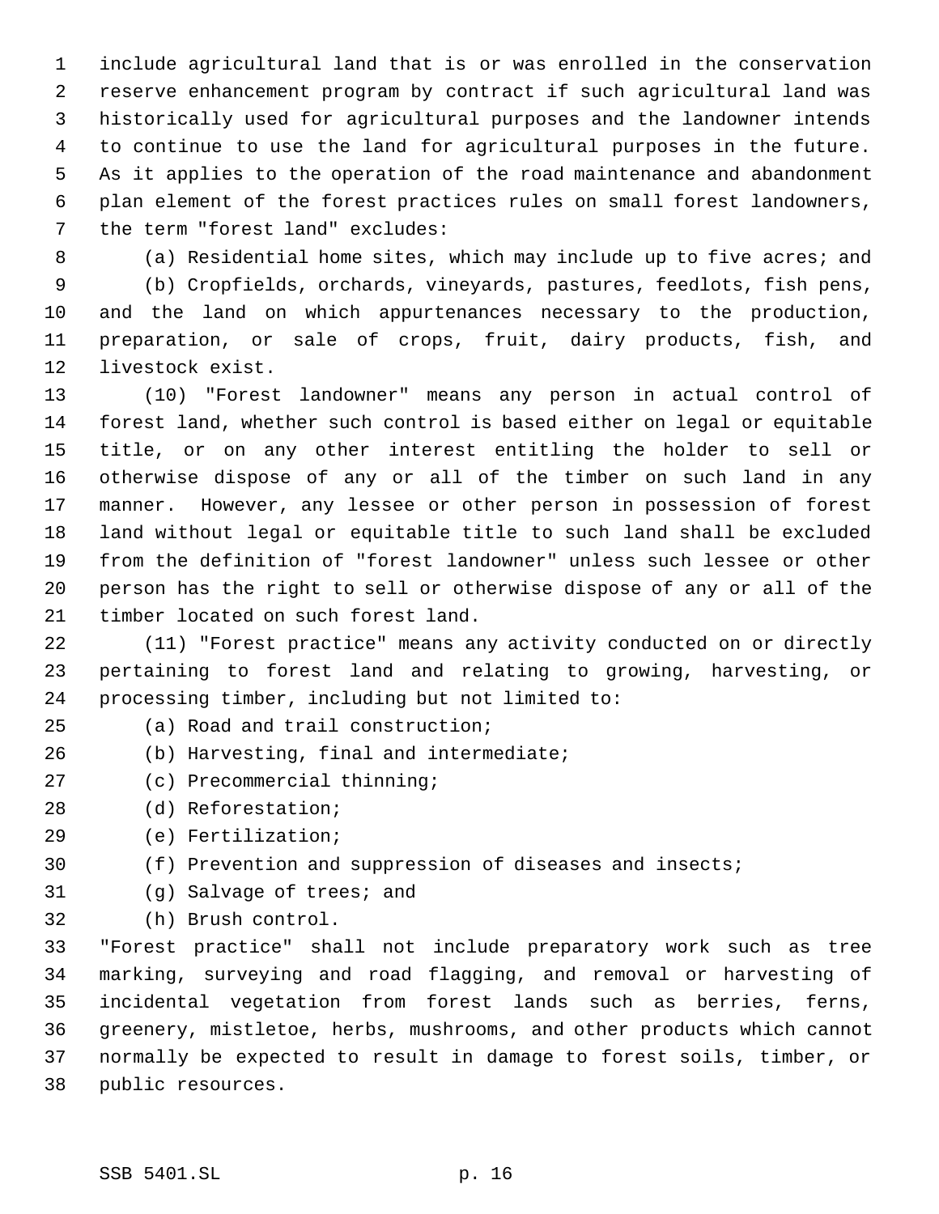include agricultural land that is or was enrolled in the conservation reserve enhancement program by contract if such agricultural land was historically used for agricultural purposes and the landowner intends to continue to use the land for agricultural purposes in the future. As it applies to the operation of the road maintenance and abandonment plan element of the forest practices rules on small forest landowners, the term "forest land" excludes:

(a) Residential home sites, which may include up to five acres; and

(b) Cropfields, orchards, vineyards, pastures, feedlots, fish pens, and the land on which appurtenances necessary to the production, preparation, or sale of crops, fruit, dairy products, fish, and livestock exist.

(10) "Forest landowner" means any person in actual control of forest land, whether such control is based either on legal or equitable title, or on any other interest entitling the holder to sell or otherwise dispose of any or all of the timber on such land in any manner. However, any lessee or other person in possession of forest land without legal or equitable title to such land shall be excluded from the definition of "forest landowner" unless such lessee or other person has the right to sell or otherwise dispose of any or all of the timber located on such forest land.

(11) "Forest practice" means any activity conducted on or directly pertaining to forest land and relating to growing, harvesting, or processing timber, including but not limited to:

(a) Road and trail construction;

(b) Harvesting, final and intermediate;

(c) Precommercial thinning;

(d) Reforestation;

(e) Fertilization;

(f) Prevention and suppression of diseases and insects;

(g) Salvage of trees; and

(h) Brush control.

"Forest practice" shall not include preparatory work such as tree marking, surveying and road flagging, and removal or harvesting of incidental vegetation from forest lands such as berries, ferns, greenery, mistletoe, herbs, mushrooms, and other products which cannot normally be expected to result in damage to forest soils, timber, or public resources.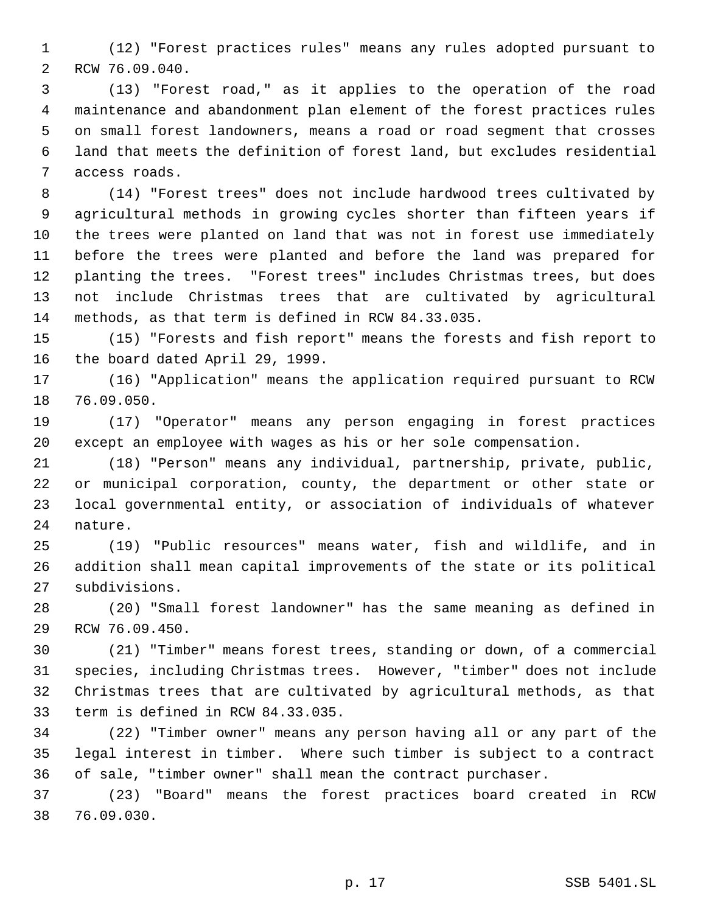(12) "Forest practices rules" means any rules adopted pursuant to RCW 76.09.040.

(13) "Forest road," as it applies to the operation of the road maintenance and abandonment plan element of the forest practices rules on small forest landowners, means a road or road segment that crosses land that meets the definition of forest land, but excludes residential access roads.

(14) "Forest trees" does not include hardwood trees cultivated by agricultural methods in growing cycles shorter than fifteen years if the trees were planted on land that was not in forest use immediately before the trees were planted and before the land was prepared for planting the trees. "Forest trees" includes Christmas trees, but does not include Christmas trees that are cultivated by agricultural methods, as that term is defined in RCW 84.33.035.

(15) "Forests and fish report" means the forests and fish report to the board dated April 29, 1999.

(16) "Application" means the application required pursuant to RCW 76.09.050.

(17) "Operator" means any person engaging in forest practices except an employee with wages as his or her sole compensation.

(18) "Person" means any individual, partnership, private, public, or municipal corporation, county, the department or other state or local governmental entity, or association of individuals of whatever nature.

(19) "Public resources" means water, fish and wildlife, and in addition shall mean capital improvements of the state or its political subdivisions.

(20) "Small forest landowner" has the same meaning as defined in RCW 76.09.450.

(21) "Timber" means forest trees, standing or down, of a commercial species, including Christmas trees. However, "timber" does not include Christmas trees that are cultivated by agricultural methods, as that term is defined in RCW 84.33.035.

(22) "Timber owner" means any person having all or any part of the legal interest in timber. Where such timber is subject to a contract of sale, "timber owner" shall mean the contract purchaser.

(23) "Board" means the forest practices board created in RCW 76.09.030.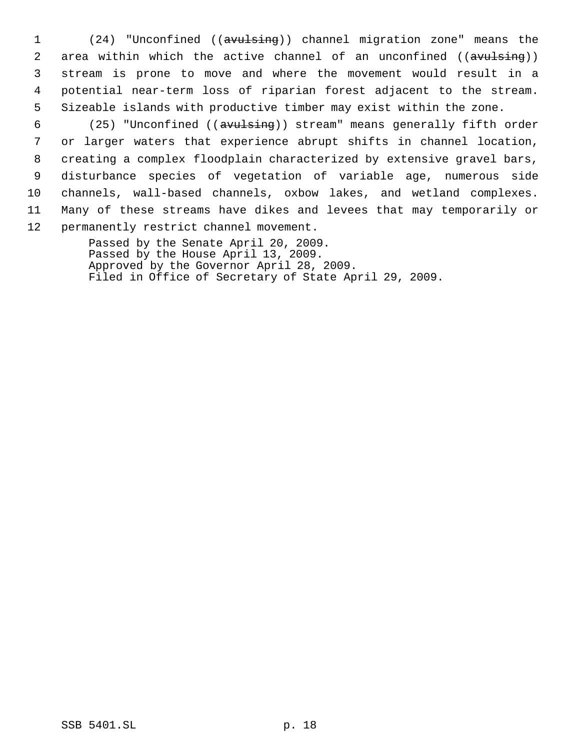(24) "Unconfined ((~~avulsing~~)) channel migration zone" means the area within which the active channel of an unconfined ((~~avulsing~~)) stream is prone to move and where the movement would result in a potential near-term loss of riparian forest adjacent to the stream. Sizeable islands with productive timber may exist within the zone.

(25) "Unconfined ((~~avulsing~~)) stream" means generally fifth order or larger waters that experience abrupt shifts in channel location, creating a complex floodplain characterized by extensive gravel bars, disturbance species of vegetation of variable age, numerous side channels, wall-based channels, oxbow lakes, and wetland complexes. Many of these streams have dikes and levees that may temporarily or permanently restrict channel movement.

Passed by the Senate April 20, 2009.
Passed by the House April 13, 2009.
Approved by the Governor April 28, 2009.
Filed in Office of Secretary of State April 29, 2009.